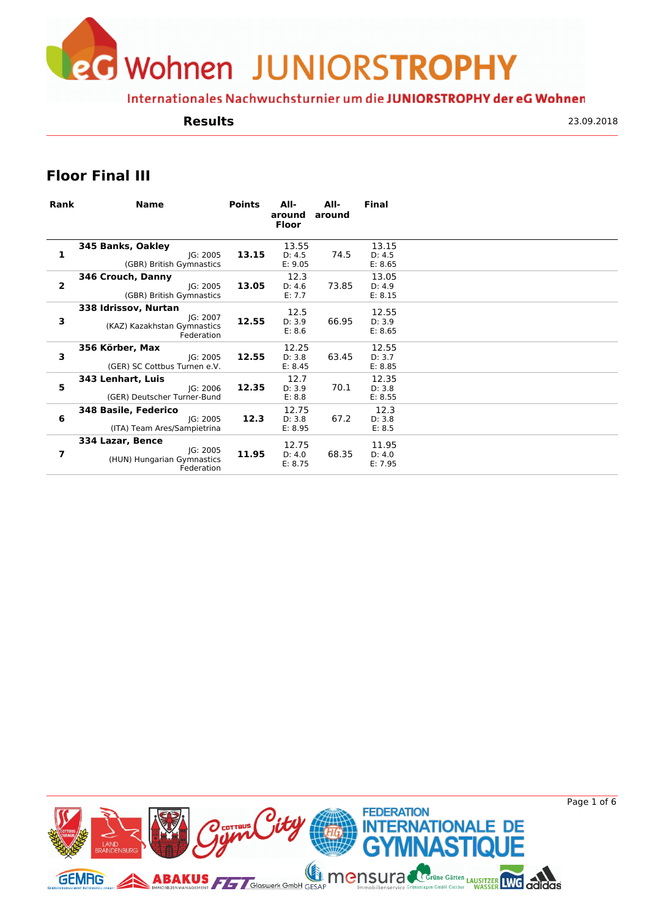# eG Wohnen JUNIORSTROPHY

Internationales Nachwuchsturnier um die **JUNIORSTROPHY der eG Wohnen**

**Results** 23.09.2018

## Floor Final III

| Rank | Name | Points | All-around Floor | All-around | Final |
|---|---|---|---|---|---|
| 1 | **345 Banks, Oakley** JG: 2005 (GBR) British Gymnastics | **13.15** | 13.55 D: 4.5 E: 9.05 | 74.5 | 13.15 D: 4.5 E: 8.65 |
| 2 | **346 Crouch, Danny** JG: 2005 (GBR) British Gymnastics | **13.05** | 12.3 D: 4.6 E: 7.7 | 73.85 | 13.05 D: 4.9 E: 8.15 |
| 3 | **338 Idrissov, Nurtan** JG: 2007 (KAZ) Kazakhstan Gymnastics Federation | **12.55** | 12.5 D: 3.9 E: 8.6 | 66.95 | 12.55 D: 3.9 E: 8.65 |
| 3 | **356 Körber, Max** JG: 2005 (GER) SC Cottbus Turnen e.V. | **12.55** | 12.25 D: 3.8 E: 8.45 | 63.45 | 12.55 D: 3.7 E: 8.85 |
| 5 | **343 Lenhart, Luis** JG: 2006 (GER) Deutscher Turner-Bund | **12.35** | 12.7 D: 3.9 E: 8.8 | 70.1 | 12.35 D: 3.8 E: 8.55 |
| 6 | **348 Basile, Federico** JG: 2005 (ITA) Team Ares/Sampietrina | **12.3** | 12.75 D: 3.8 E: 8.95 | 67.2 | 12.3 D: 3.8 E: 8.5 |
| 7 | **334 Lazar, Bence** JG: 2005 (HUN) Hungarian Gymnastics Federation | **11.95** | 12.75 D: 4.0 E: 8.75 | 68.35 | 11.95 D: 4.0 E: 7.95 |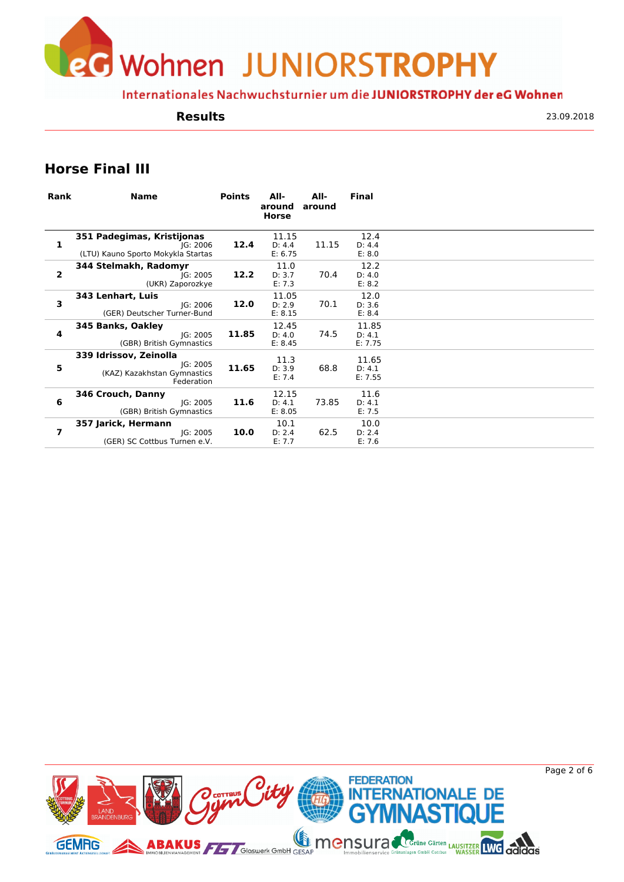# eG Wohnen JUNIORSTROPHY

Internationales Nachwuchsturnier um die **JUNIORSTROPHY der eG Wohnen**

**Results** 23.09.2018

## Horse Final III

| Rank | Name | Points | All-around Horse | All-around | Final |
|---|---|---|---|---|---|
| 1 | **351 Padegimas, Kristijonas** JG: 2006 (LTU) Kauno Sporto Mokykla Startas | **12.4** | 11.15 D: 4.4 E: 6.75 | 11.15 | 12.4 D: 4.4 E: 8.0 |
| 2 | **344 Stelmakh, Radomyr** JG: 2005 (UKR) Zaporozkye | **12.2** | 11.0 D: 3.7 E: 7.3 | 70.4 | 12.2 D: 4.0 E: 8.2 |
| 3 | **343 Lenhart, Luis** JG: 2006 (GER) Deutscher Turner-Bund | **12.0** | 11.05 D: 2.9 E: 8.15 | 70.1 | 12.0 D: 3.6 E: 8.4 |
| 4 | **345 Banks, Oakley** JG: 2005 (GBR) British Gymnastics | **11.85** | 12.45 D: 4.0 E: 8.45 | 74.5 | 11.85 D: 4.1 E: 7.75 |
| 5 | **339 Idrissov, Zeinolla** JG: 2005 (KAZ) Kazakhstan Gymnastics Federation | **11.65** | 11.3 D: 3.9 E: 7.4 | 68.8 | 11.65 D: 4.1 E: 7.55 |
| 6 | **346 Crouch, Danny** JG: 2005 (GBR) British Gymnastics | **11.6** | 12.15 D: 4.1 E: 8.05 | 73.85 | 11.6 D: 4.1 E: 7.5 |
| 7 | **357 Jarick, Hermann** JG: 2005 (GER) SC Cottbus Turnen e.V. | **10.0** | 10.1 D: 2.4 E: 7.7 | 62.5 | 10.0 D: 2.4 E: 7.6 |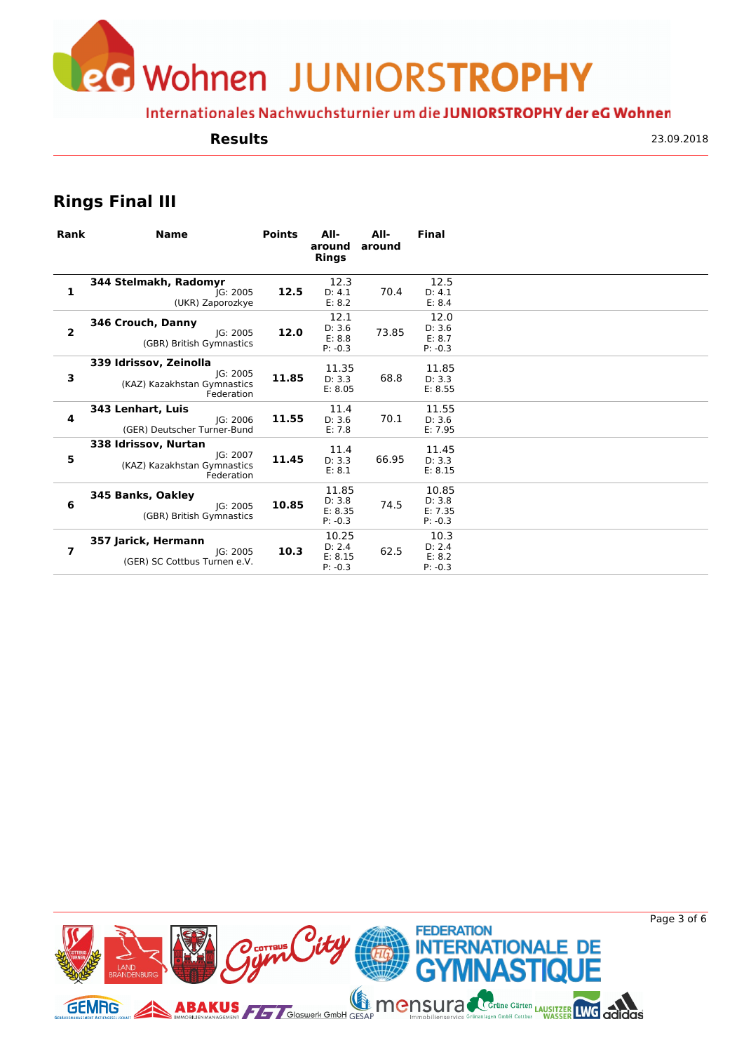# eG Wohnen JUNIORSTROPHY

Internationales Nachwuchsturnier um die **JUNIORSTROPHY der eG Wohnen**

**Results** 23.09.2018

## Rings Final III

| Rank | Name | Points | All-around Rings | All-around | Final |
|---|---|---|---|---|---|
| 1 | **344 Stelmakh, Radomyr** JG: 2005 (UKR) Zaporozkye | **12.5** | 12.3 D: 4.1 E: 8.2 | 70.4 | 12.5 D: 4.1 E: 8.4 |
| 2 | **346 Crouch, Danny** JG: 2005 (GBR) British Gymnastics | **12.0** | 12.1 D: 3.6 E: 8.8 P: -0.3 | 73.85 | 12.0 D: 3.6 E: 8.7 P: -0.3 |
| 3 | **339 Idrissov, Zeinolla** JG: 2005 (KAZ) Kazakhstan Gymnastics Federation | **11.85** | 11.35 D: 3.3 E: 8.05 | 68.8 | 11.85 D: 3.3 E: 8.55 |
| 4 | **343 Lenhart, Luis** JG: 2006 (GER) Deutscher Turner-Bund | **11.55** | 11.4 D: 3.6 E: 7.8 | 70.1 | 11.55 D: 3.6 E: 7.95 |
| 5 | **338 Idrissov, Nurtan** JG: 2007 (KAZ) Kazakhstan Gymnastics Federation | **11.45** | 11.4 D: 3.3 E: 8.1 | 66.95 | 11.45 D: 3.3 E: 8.15 |
| 6 | **345 Banks, Oakley** JG: 2005 (GBR) British Gymnastics | **10.85** | 11.85 D: 3.8 E: 8.35 P: -0.3 | 74.5 | 10.85 D: 3.8 E: 7.35 P: -0.3 |
| 7 | **357 Jarick, Hermann** JG: 2005 (GER) SC Cottbus Turnen e.V. | **10.3** | 10.25 D: 2.4 E: 8.15 P: -0.3 | 62.5 | 10.3 D: 2.4 E: 8.2 P: -0.3 |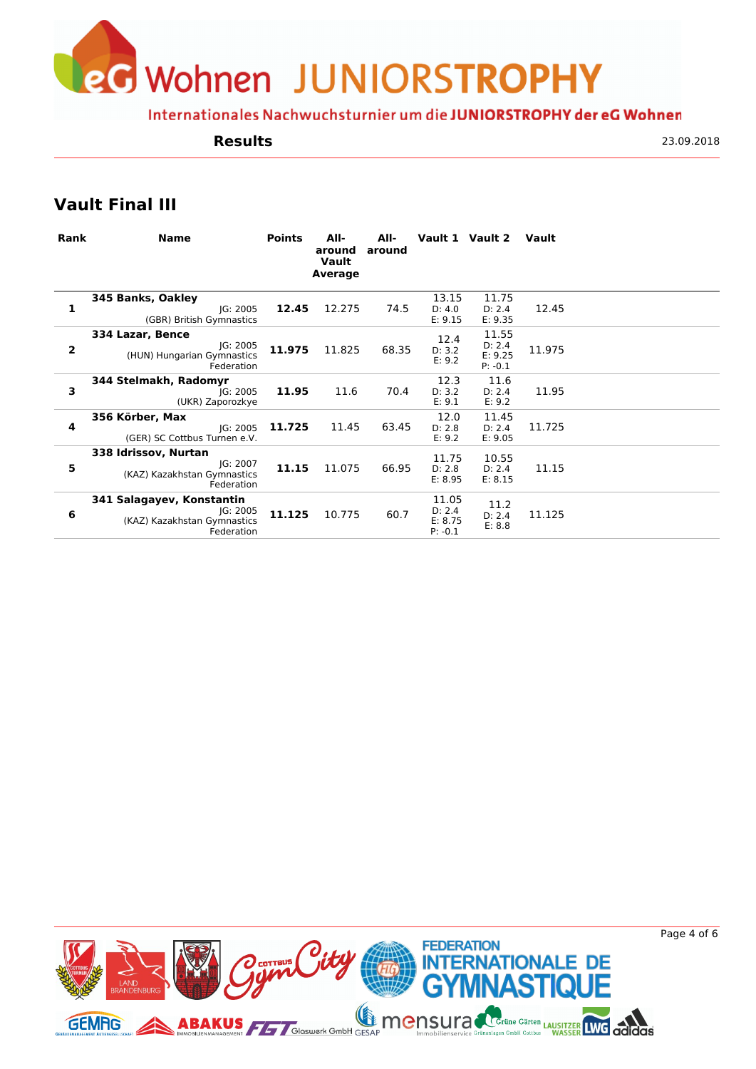# eG Wohnen JUNIORSTROPHY

Internationales Nachwuchsturnier um die **JUNIORSTROPHY der eG Wohnen**

**Results** 23.09.2018

## Vault Final III

| Rank | Name | Points | All-around Vault Average | All-around | Vault 1 | Vault 2 | Vault |
|---|---|---|---|---|---|---|---|
| **1** | **345 Banks, Oakley** JG: 2005 (GBR) British Gymnastics | **12.45** | 12.275 | 74.5 | 13.15 D: 4.0 E: 9.15 | 11.75 D: 2.4 E: 9.35 | 12.45 |
| **2** | **334 Lazar, Bence** JG: 2005 (HUN) Hungarian Gymnastics Federation | **11.975** | 11.825 | 68.35 | 12.4 D: 3.2 E: 9.2 | 11.55 D: 2.4 E: 9.25 P: -0.1 | 11.975 |
| **3** | **344 Stelmakh, Radomyr** JG: 2005 (UKR) Zaporozkye | **11.95** | 11.6 | 70.4 | 12.3 D: 3.2 E: 9.1 | 11.6 D: 2.4 E: 9.2 | 11.95 |
| **4** | **356 Körber, Max** JG: 2005 (GER) SC Cottbus Turnen e.V. | **11.725** | 11.45 | 63.45 | 12.0 D: 2.8 E: 9.2 | 11.45 D: 2.4 E: 9.05 | 11.725 |
| **5** | **338 Idrissov, Nurtan** JG: 2007 (KAZ) Kazakhstan Gymnastics Federation | **11.15** | 11.075 | 66.95 | 11.75 D: 2.8 E: 8.95 | 10.55 D: 2.4 E: 8.15 | 11.15 |
| **6** | **341 Salagayev, Konstantin** JG: 2005 (KAZ) Kazakhstan Gymnastics Federation | **11.125** | 10.775 | 60.7 | 11.05 D: 2.4 E: 8.75 P: -0.1 | 11.2 D: 2.4 E: 8.8 | 11.125 |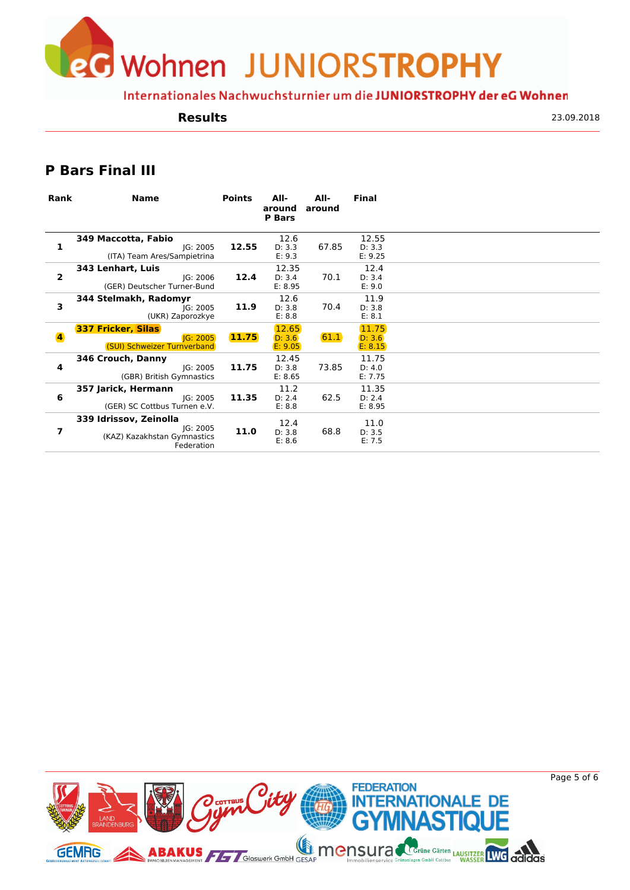# eG Wohnen JUNIORSTROPHY

Internationales Nachwuchsturnier um die **JUNIORSTROPHY der eG Wohnen**

**Results** 23.09.2018

## P Bars Final III

| Rank | Name | Points | All-around P Bars | All-around | Final |
|---|---|---|---|---|---|
| 1 | **349 Maccotta, Fabio** JG: 2005 (ITA) Team Ares/Sampietrina | **12.55** | 12.6 D: 3.3 E: 9.3 | 67.85 | 12.55 D: 3.3 E: 9.25 |
| 2 | **343 Lenhart, Luis** JG: 2006 (GER) Deutscher Turner-Bund | **12.4** | 12.35 D: 3.4 E: 8.95 | 70.1 | 12.4 D: 3.4 E: 9.0 |
| 3 | **344 Stelmakh, Radomyr** JG: 2005 (UKR) Zaporozkye | **11.9** | 12.6 D: 3.8 E: 8.8 | 70.4 | 11.9 D: 3.8 E: 8.1 |
| 4 | **337 Fricker, Silas** JG: 2005 (SUI) Schweizer Turnverband | **11.75** | 12.65 D: 3.6 E: 9.05 | 61.1 | 11.75 D: 3.6 E: 8.15 |
| 4 | **346 Crouch, Danny** JG: 2005 (GBR) British Gymnastics | **11.75** | 12.45 D: 3.8 E: 8.65 | 73.85 | 11.75 D: 4.0 E: 7.75 |
| 6 | **357 Jarick, Hermann** JG: 2005 (GER) SC Cottbus Turnen e.V. | **11.35** | 11.2 D: 2.4 E: 8.8 | 62.5 | 11.35 D: 2.4 E: 8.95 |
| 7 | **339 Idrissov, Zeinolla** JG: 2005 (KAZ) Kazakhstan Gymnastics Federation | **11.0** | 12.4 D: 3.8 E: 8.6 | 68.8 | 11.0 D: 3.5 E: 7.5 |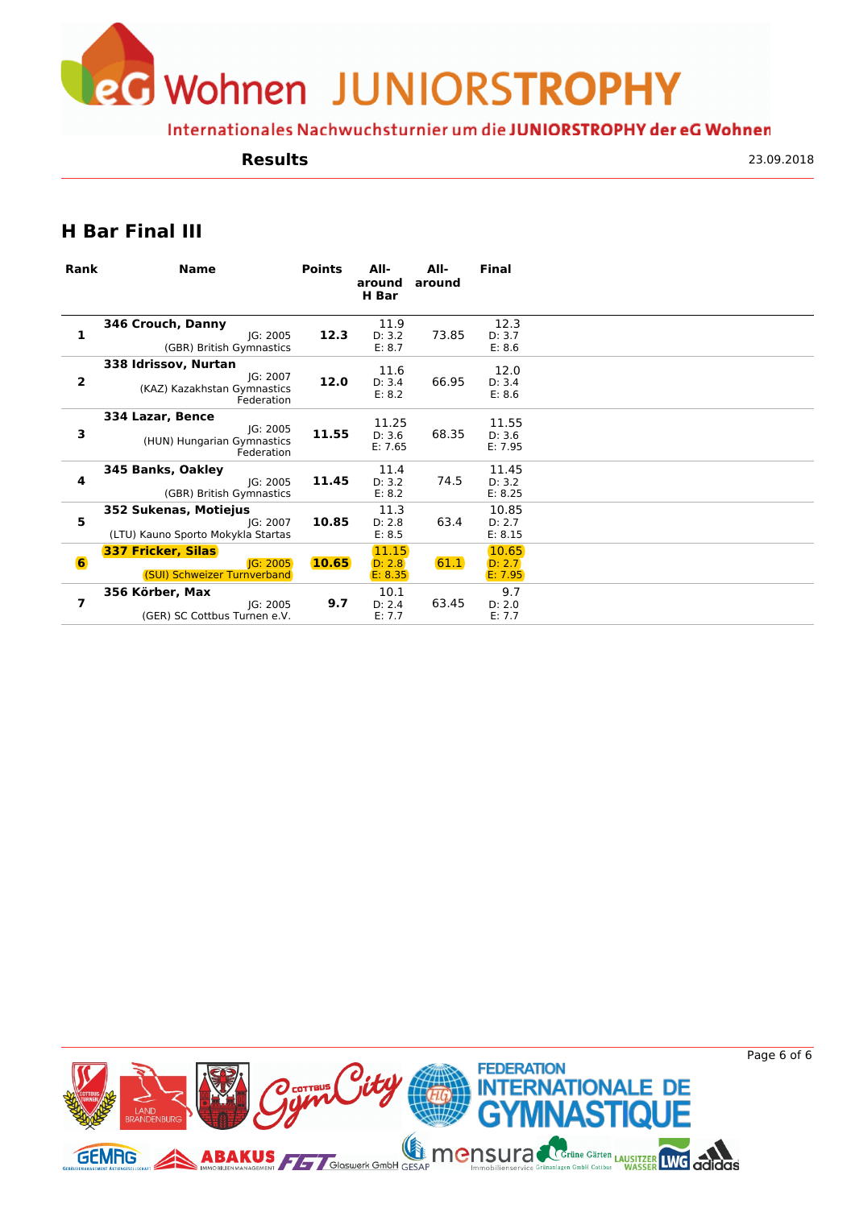# eG Wohnen JUNIORSTROPHY

Internationales Nachwuchsturnier um die **JUNIORSTROPHY der eG Wohnen**

**Results** 23.09.2018

## H Bar Final III

| Rank | Name | Points | All-around H Bar | All-around | Final |
|---|---|---|---|---|---|
| 1 | **346 Crouch, Danny** JG: 2005 (GBR) British Gymnastics | **12.3** | 11.9 D: 3.2 E: 8.7 | 73.85 | 12.3 D: 3.7 E: 8.6 |
| 2 | **338 Idrissov, Nurtan** JG: 2007 (KAZ) Kazakhstan Gymnastics Federation | **12.0** | 11.6 D: 3.4 E: 8.2 | 66.95 | 12.0 D: 3.4 E: 8.6 |
| 3 | **334 Lazar, Bence** JG: 2005 (HUN) Hungarian Gymnastics Federation | **11.55** | 11.25 D: 3.6 E: 7.65 | 68.35 | 11.55 D: 3.6 E: 7.95 |
| 4 | **345 Banks, Oakley** JG: 2005 (GBR) British Gymnastics | **11.45** | 11.4 D: 3.2 E: 8.2 | 74.5 | 11.45 D: 3.2 E: 8.25 |
| 5 | **352 Sukenas, Motiejus** JG: 2007 (LTU) Kauno Sporto Mokykla Startas | **10.85** | 11.3 D: 2.8 E: 8.5 | 63.4 | 10.85 D: 2.7 E: 8.15 |
| 6 | **337 Fricker, Silas** JG: 2005 (SUI) Schweizer Turnverband | **10.65** | 11.15 D: 2.8 E: 8.35 | 61.1 | 10.65 D: 2.7 E: 7.95 |
| 7 | **356 Körber, Max** JG: 2005 (GER) SC Cottbus Turnen e.V. | **9.7** | 10.1 D: 2.4 E: 7.7 | 63.45 | 9.7 D: 2.0 E: 7.7 |